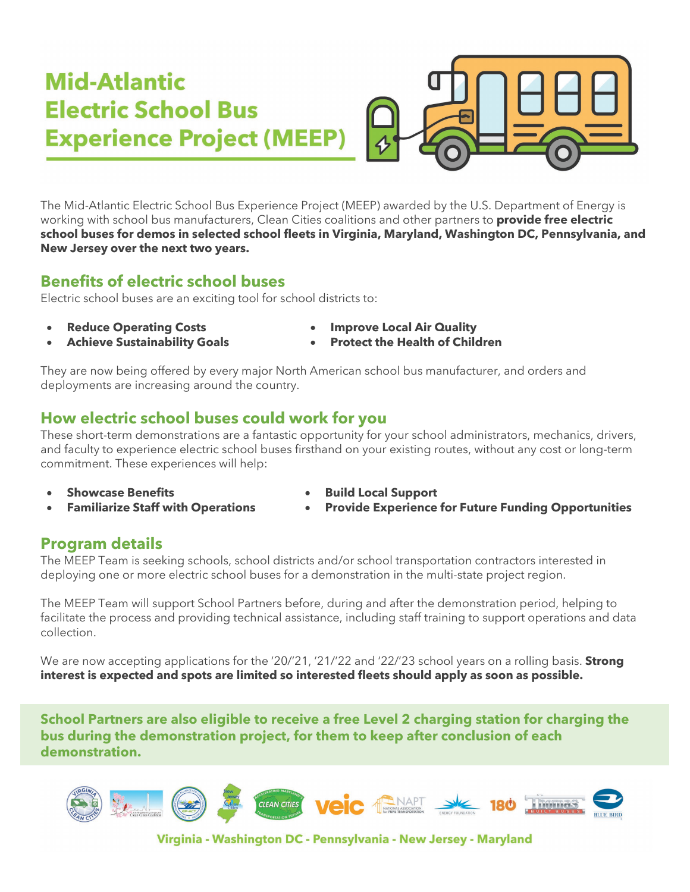# Mid-Atlantic Electric School Bus Experience Project (MEEP)

The Mid-Atlantic Electric School Bus Experience Project (MEEP) awarded by the U.S. Department of Energy is working with school bus manufacturers, Clean Cities coalitions and other partners to **provide free electric school buses for demos in selected school fleets in Virginia, Maryland, Washington DC, Pennsylvania, and New Jersey over the next two years.**

## Benefits of electric school buses

Electric school buses are an exciting tool for school districts to:

- **Reduce Operating Costs**
- **Achieve Sustainability Goals**
- **Improve Local Air Quality**
- **Protect the Health of Children**

They are now being offered by every major North American school bus manufacturer, and orders and deployments are increasing around the country.

## How electric school buses could work for you

These short-term demonstrations are a fantastic opportunity for your school administrators, mechanics, drivers, and faculty to experience electric school buses firsthand on your existing routes, without any cost or long-term commitment. These experiences will help:

- **Showcase Benefits**
- **Familiarize Staff with Operations**
- **Build Local Support**
- **Provide Experience for Future Funding Opportunities**

## Program details

The MEEP Team is seeking schools, school districts and/or school transportation contractors interested in deploying one or more electric school buses for a demonstration in the multi-state project region.

The MEEP Team will support School Partners before, during and after the demonstration period, helping to facilitate the process and providing technical assistance, including staff training to support operations and data collection.

We are now accepting applications for the '20/'21, '21/'22 and '22/'23 school years on a rolling basis. **Strong interest is expected and spots are limited so interested fleets should apply as soon as possible.**

**School Partners are also eligible to receive a free Level 2 charging station for charging the bus during the demonstration project, for them to keep after conclusion of each demonstration.**

**Virginia - Washington DC - Pennsylvania - New Jersey - Maryland**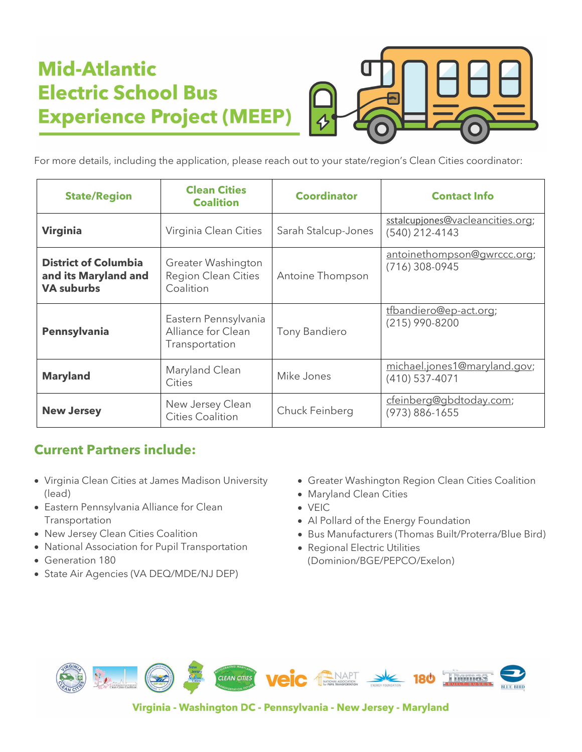# Mid-Atlantic Electric School Bus Experience Project (MEEP)

For more details, including the application, please reach out to your state/region's Clean Cities coordinator:

| State/Region | Clean Cities Coalition | Coordinator | Contact Info |
|---|---|---|---|
| **Virginia** | Virginia Clean Cities | Sarah Stalcup-Jones | sstalcupjones@vacleancities.org; (540) 212-4143 |
| **District of Columbia and its Maryland and VA suburbs** | Greater Washington Region Clean Cities Coalition | Antoine Thompson | antoinethompson@gwrccc.org; (716) 308-0945 |
| **Pennsylvania** | Eastern Pennsylvania Alliance for Clean Transportation | Tony Bandiero | tfbandiero@ep-act.org; (215) 990-8200 |
| **Maryland** | Maryland Clean Cities | Mike Jones | michael.jones1@maryland.gov; (410) 537-4071 |
| **New Jersey** | New Jersey Clean Cities Coalition | Chuck Feinberg | cfeinberg@gbdtoday.com; (973) 886-1655 |

## Current Partners include:

- Virginia Clean Cities at James Madison University (lead)
- Eastern Pennsylvania Alliance for Clean Transportation
- New Jersey Clean Cities Coalition
- National Association for Pupil Transportation
- Generation 180
- State Air Agencies (VA DEQ/MDE/NJ DEP)
- Greater Washington Region Clean Cities Coalition
- Maryland Clean Cities
- VEIC
- Al Pollard of the Energy Foundation
- Bus Manufacturers (Thomas Built/Proterra/Blue Bird)
- Regional Electric Utilities (Dominion/BGE/PEPCO/Exelon)

**Virginia - Washington DC - Pennsylvania - New Jersey - Maryland**